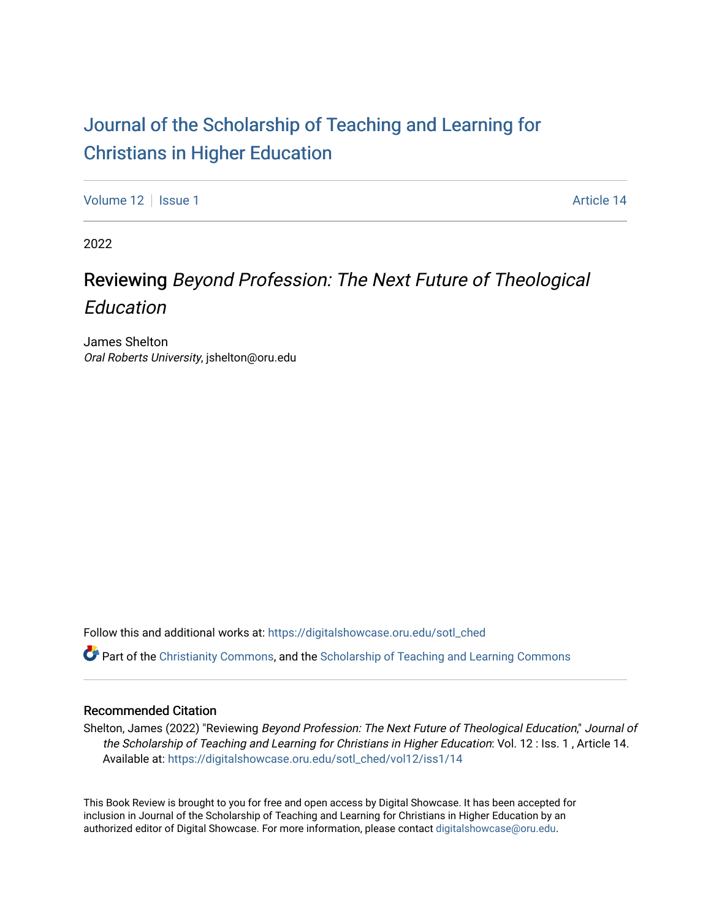# Journal of the Scholarship of Teaching and Learning for Christians in Higher Education

Volume 12 | Issue 1 Article 14

2022

## Reviewing *Beyond Profession: The Next Future of Theological Education*

James Shelton
*Oral Roberts University*, jshelton@oru.edu

Follow this and additional works at: https://digitalshowcase.oru.edu/sotl_ched

Part of the Christianity Commons, and the Scholarship of Teaching and Learning Commons

### Recommended Citation

Shelton, James (2022) "Reviewing *Beyond Profession: The Next Future of Theological Education*," *Journal of the Scholarship of Teaching and Learning for Christians in Higher Education*: Vol. 12 : Iss. 1 , Article 14.
Available at: https://digitalshowcase.oru.edu/sotl_ched/vol12/iss1/14

This Book Review is brought to you for free and open access by Digital Showcase. It has been accepted for inclusion in Journal of the Scholarship of Teaching and Learning for Christians in Higher Education by an authorized editor of Digital Showcase. For more information, please contact digitalshowcase@oru.edu.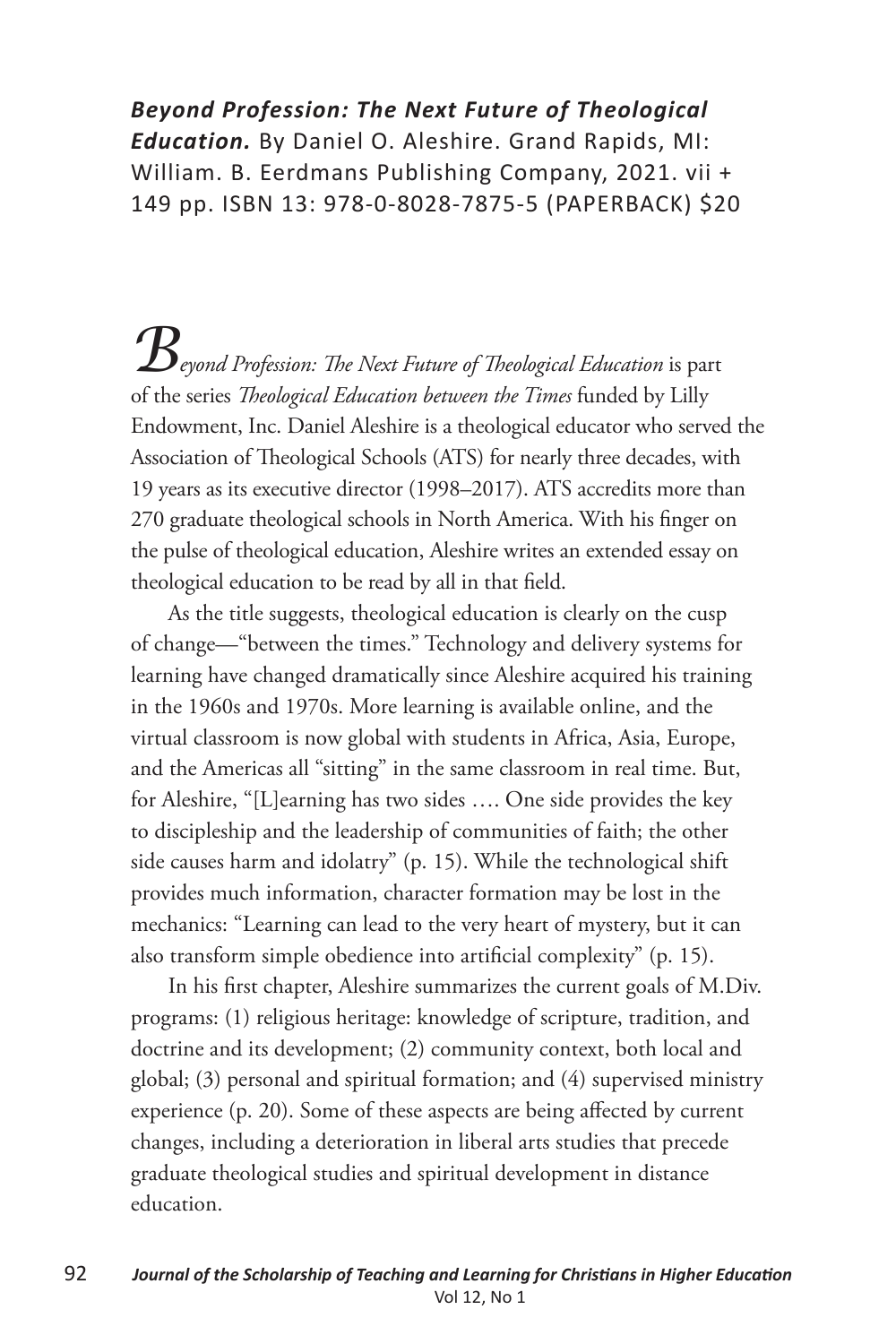***Beyond Profession: The Next Future of Theological Education.*** By Daniel O. Aleshire. Grand Rapids, MI: William. B. Eerdmans Publishing Company, 2021. vii + 149 pp. ISBN 13: 978-0-8028-7875-5 (PAPERBACK) $20

*Beyond Profession: The Next Future of Theological Education* is part of the series *Theological Education between the Times* funded by Lilly Endowment, Inc. Daniel Aleshire is a theological educator who served the Association of Theological Schools (ATS) for nearly three decades, with 19 years as its executive director (1998–2017). ATS accredits more than 270 graduate theological schools in North America. With his finger on the pulse of theological education, Aleshire writes an extended essay on theological education to be read by all in that field.

As the title suggests, theological education is clearly on the cusp of change—"between the times." Technology and delivery systems for learning have changed dramatically since Aleshire acquired his training in the 1960s and 1970s. More learning is available online, and the virtual classroom is now global with students in Africa, Asia, Europe, and the Americas all "sitting" in the same classroom in real time. But, for Aleshire, "[L]earning has two sides …. One side provides the key to discipleship and the leadership of communities of faith; the other side causes harm and idolatry" (p. 15). While the technological shift provides much information, character formation may be lost in the mechanics: "Learning can lead to the very heart of mystery, but it can also transform simple obedience into artificial complexity" (p. 15).

In his first chapter, Aleshire summarizes the current goals of M.Div. programs: (1) religious heritage: knowledge of scripture, tradition, and doctrine and its development; (2) community context, both local and global; (3) personal and spiritual formation; and (4) supervised ministry experience (p. 20). Some of these aspects are being affected by current changes, including a deterioration in liberal arts studies that precede graduate theological studies and spiritual development in distance education.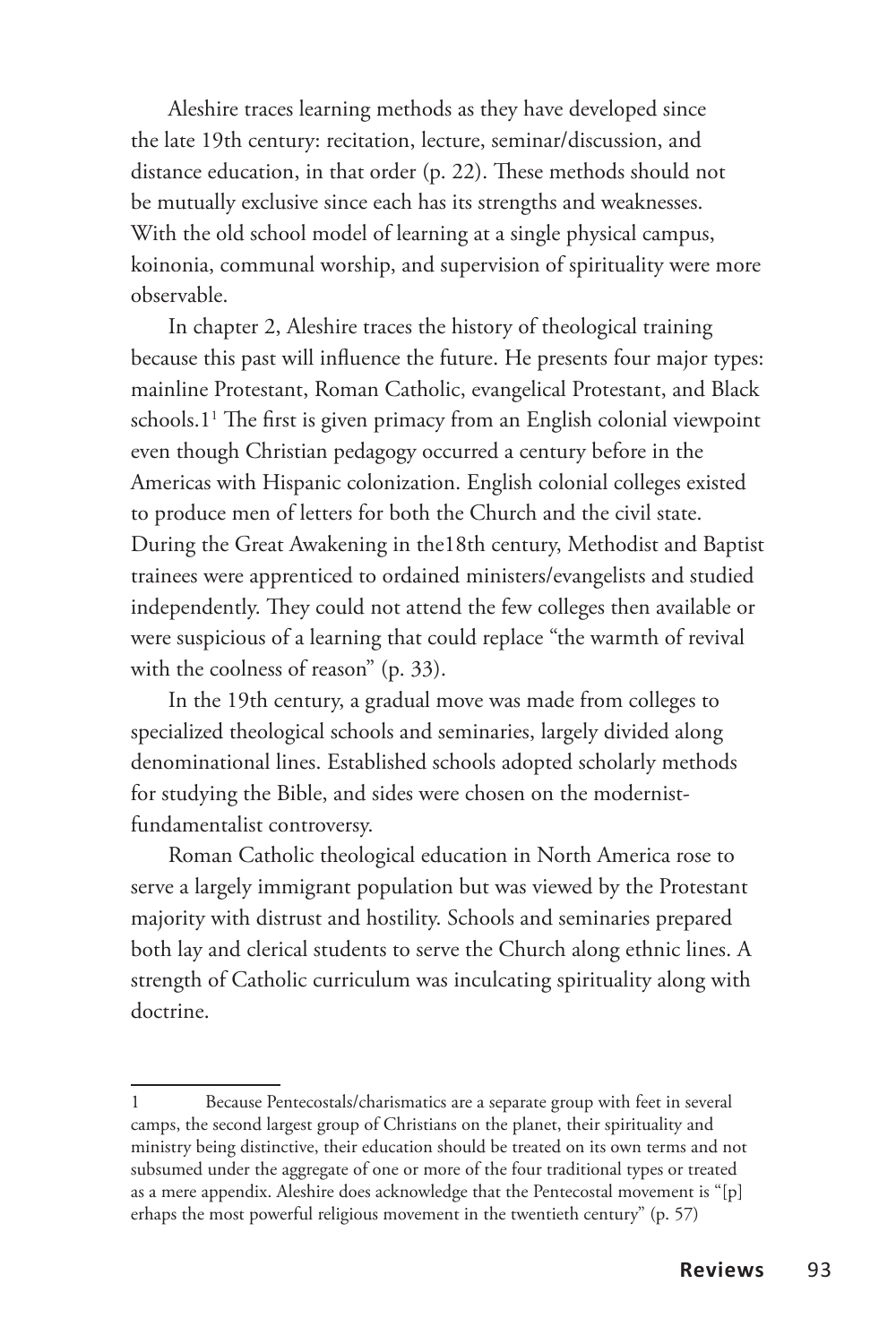Aleshire traces learning methods as they have developed since the late 19th century: recitation, lecture, seminar/discussion, and distance education, in that order (p. 22). These methods should not be mutually exclusive since each has its strengths and weaknesses. With the old school model of learning at a single physical campus, koinonia, communal worship, and supervision of spirituality were more observable.

In chapter 2, Aleshire traces the history of theological training because this past will influence the future. He presents four major types: mainline Protestant, Roman Catholic, evangelical Protestant, and Black schools.1[1] The first is given primacy from an English colonial viewpoint even though Christian pedagogy occurred a century before in the Americas with Hispanic colonization. English colonial colleges existed to produce men of letters for both the Church and the civil state. During the Great Awakening in the18th century, Methodist and Baptist trainees were apprenticed to ordained ministers/evangelists and studied independently. They could not attend the few colleges then available or were suspicious of a learning that could replace "the warmth of revival with the coolness of reason" (p. 33).

In the 19th century, a gradual move was made from colleges to specialized theological schools and seminaries, largely divided along denominational lines. Established schools adopted scholarly methods for studying the Bible, and sides were chosen on the modernist-fundamentalist controversy.

Roman Catholic theological education in North America rose to serve a largely immigrant population but was viewed by the Protestant majority with distrust and hostility. Schools and seminaries prepared both lay and clerical students to serve the Church along ethnic lines. A strength of Catholic curriculum was inculcating spirituality along with doctrine.

---

1 Because Pentecostals/charismatics are a separate group with feet in several camps, the second largest group of Christians on the planet, their spirituality and ministry being distinctive, their education should be treated on its own terms and not subsumed under the aggregate of one or more of the four traditional types or treated as a mere appendix. Aleshire does acknowledge that the Pentecostal movement is "[p]erhaps the most powerful religious movement in the twentieth century" (p. 57)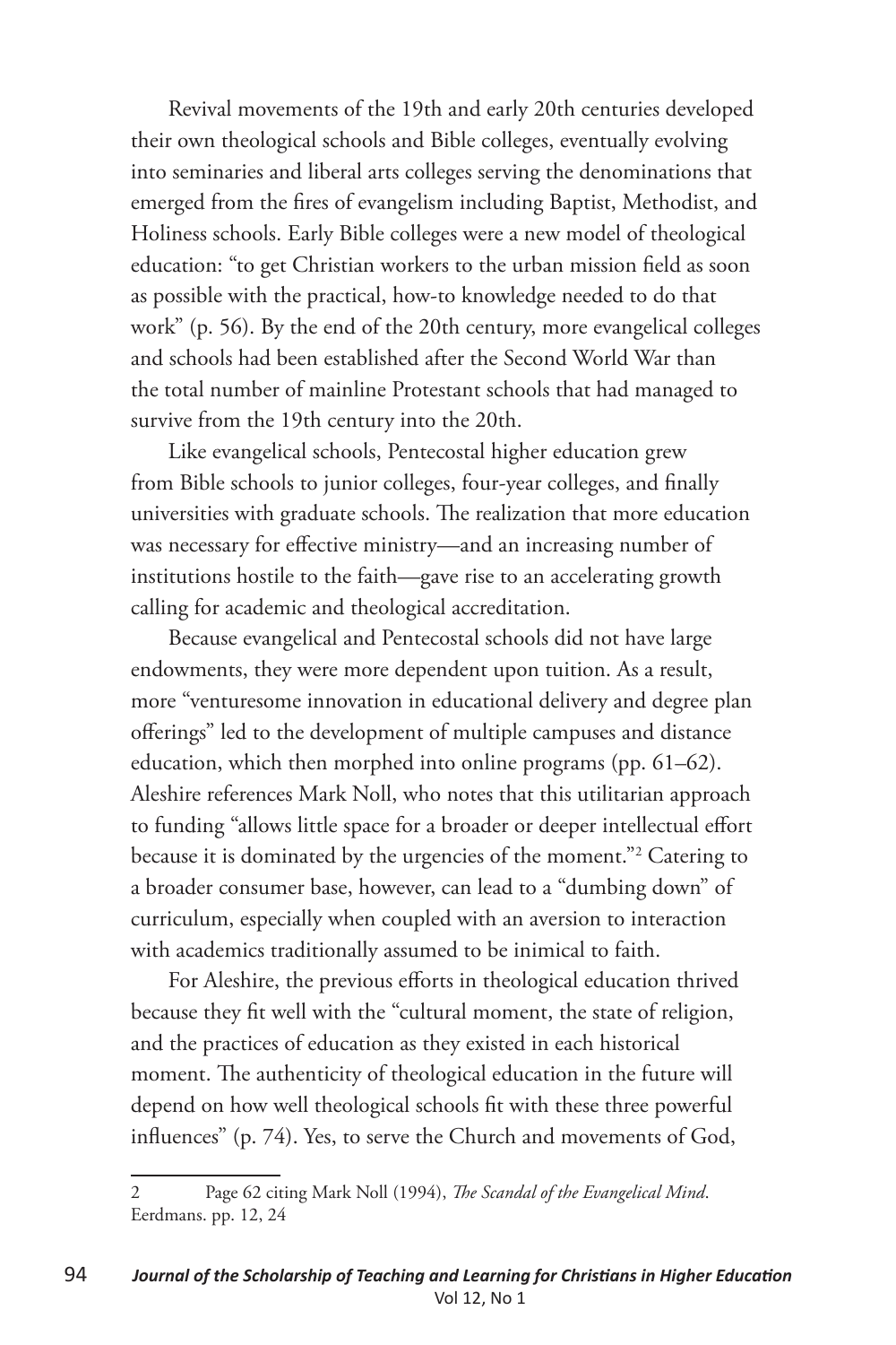Revival movements of the 19th and early 20th centuries developed their own theological schools and Bible colleges, eventually evolving into seminaries and liberal arts colleges serving the denominations that emerged from the fires of evangelism including Baptist, Methodist, and Holiness schools. Early Bible colleges were a new model of theological education: "to get Christian workers to the urban mission field as soon as possible with the practical, how-to knowledge needed to do that work" (p. 56). By the end of the 20th century, more evangelical colleges and schools had been established after the Second World War than the total number of mainline Protestant schools that had managed to survive from the 19th century into the 20th.

Like evangelical schools, Pentecostal higher education grew from Bible schools to junior colleges, four-year colleges, and finally universities with graduate schools. The realization that more education was necessary for effective ministry—and an increasing number of institutions hostile to the faith—gave rise to an accelerating growth calling for academic and theological accreditation.

Because evangelical and Pentecostal schools did not have large endowments, they were more dependent upon tuition. As a result, more "venturesome innovation in educational delivery and degree plan offerings" led to the development of multiple campuses and distance education, which then morphed into online programs (pp. 61–62). Aleshire references Mark Noll, who notes that this utilitarian approach to funding "allows little space for a broader or deeper intellectual effort because it is dominated by the urgencies of the moment."[2] Catering to a broader consumer base, however, can lead to a "dumbing down" of curriculum, especially when coupled with an aversion to interaction with academics traditionally assumed to be inimical to faith.

For Aleshire, the previous efforts in theological education thrived because they fit well with the "cultural moment, the state of religion, and the practices of education as they existed in each historical moment. The authenticity of theological education in the future will depend on how well theological schools fit with these three powerful influences" (p. 74). Yes, to serve the Church and movements of God,

---

2 Page 62 citing Mark Noll (1994), *The Scandal of the Evangelical Mind*. Eerdmans. pp. 12, 24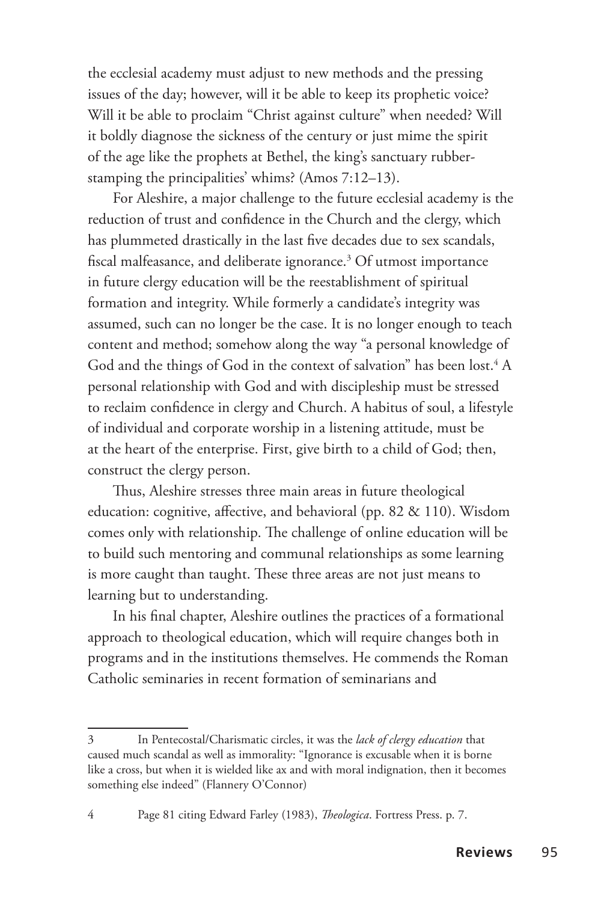the ecclesial academy must adjust to new methods and the pressing issues of the day; however, will it be able to keep its prophetic voice? Will it be able to proclaim "Christ against culture" when needed? Will it boldly diagnose the sickness of the century or just mime the spirit of the age like the prophets at Bethel, the king's sanctuary rubber-stamping the principalities' whims? (Amos 7:12–13).

For Aleshire, a major challenge to the future ecclesial academy is the reduction of trust and confidence in the Church and the clergy, which has plummeted drastically in the last five decades due to sex scandals, fiscal malfeasance, and deliberate ignorance.[3] Of utmost importance in future clergy education will be the reestablishment of spiritual formation and integrity. While formerly a candidate's integrity was assumed, such can no longer be the case. It is no longer enough to teach content and method; somehow along the way "a personal knowledge of God and the things of God in the context of salvation" has been lost.[4] A personal relationship with God and with discipleship must be stressed to reclaim confidence in clergy and Church. A habitus of soul, a lifestyle of individual and corporate worship in a listening attitude, must be at the heart of the enterprise. First, give birth to a child of God; then, construct the clergy person.

Thus, Aleshire stresses three main areas in future theological education: cognitive, affective, and behavioral (pp. 82 & 110). Wisdom comes only with relationship. The challenge of online education will be to build such mentoring and communal relationships as some learning is more caught than taught. These three areas are not just means to learning but to understanding.

In his final chapter, Aleshire outlines the practices of a formational approach to theological education, which will require changes both in programs and in the institutions themselves. He commends the Roman Catholic seminaries in recent formation of seminarians and

---

3 In Pentecostal/Charismatic circles, it was the *lack of clergy education* that caused much scandal as well as immorality: "Ignorance is excusable when it is borne like a cross, but when it is wielded like ax and with moral indignation, then it becomes something else indeed" (Flannery O'Connor)

4 Page 81 citing Edward Farley (1983), *Theologica*. Fortress Press. p. 7.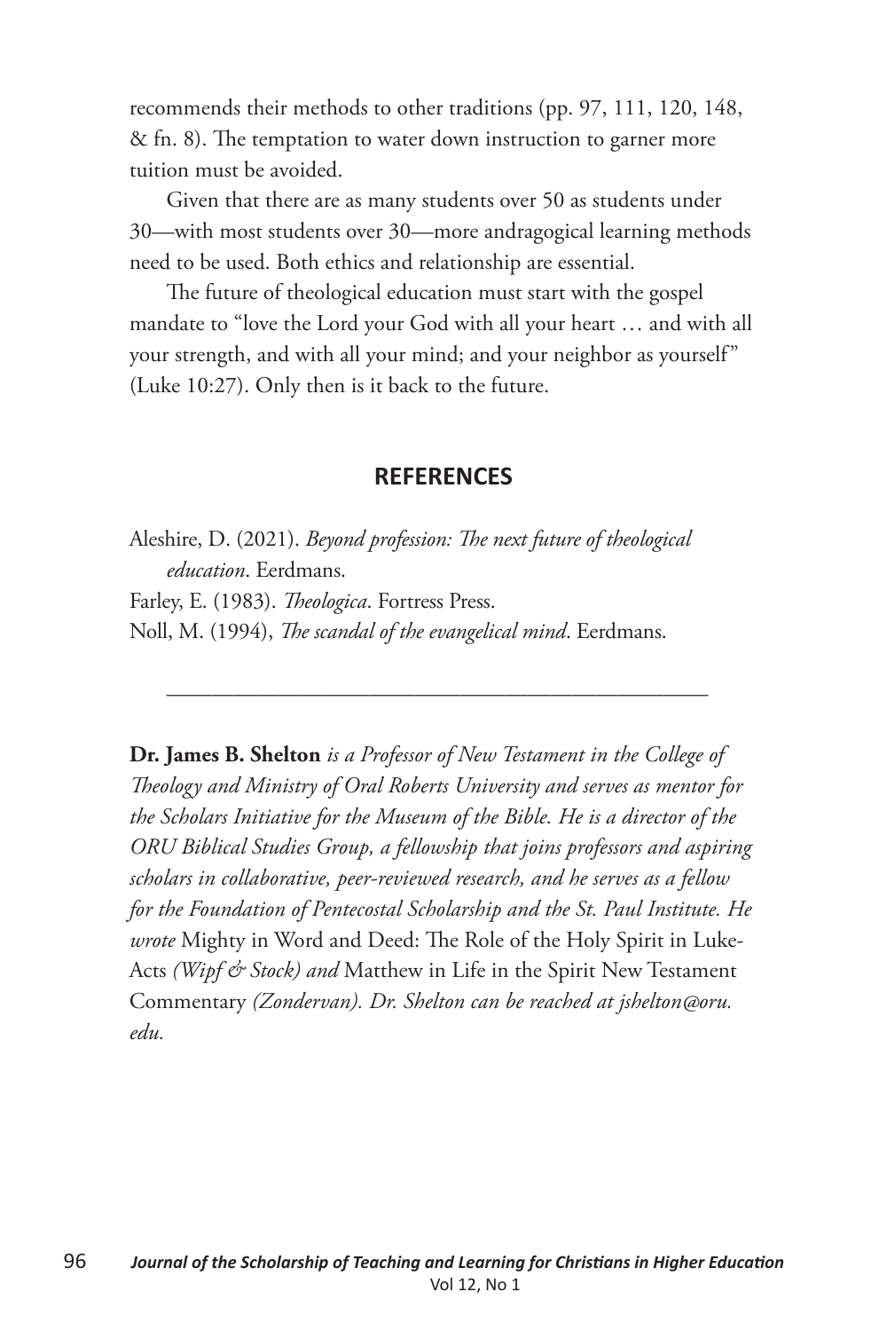recommends their methods to other traditions (pp. 97, 111, 120, 148, & fn. 8). The temptation to water down instruction to garner more tuition must be avoided.

Given that there are as many students over 50 as students under 30—with most students over 30—more andragogical learning methods need to be used. Both ethics and relationship are essential.

The future of theological education must start with the gospel mandate to "love the Lord your God with all your heart … and with all your strength, and with all your mind; and your neighbor as yourself" (Luke 10:27). Only then is it back to the future.

## REFERENCES

Aleshire, D. (2021). *Beyond profession: The next future of theological education*. Eerdmans.

Farley, E. (1983). *Theologica*. Fortress Press.

Noll, M. (1994), *The scandal of the evangelical mind*. Eerdmans.

---

**Dr. James B. Shelton** *is a Professor of New Testament in the College of Theology and Ministry of Oral Roberts University and serves as mentor for the Scholars Initiative for the Museum of the Bible. He is a director of the ORU Biblical Studies Group, a fellowship that joins professors and aspiring scholars in collaborative, peer-reviewed research, and he serves as a fellow for the Foundation of Pentecostal Scholarship and the St. Paul Institute. He wrote* Mighty in Word and Deed: The Role of the Holy Spirit in Luke-Acts *(Wipf & Stock) and* Matthew in Life in the Spirit New Testament Commentary *(Zondervan). Dr. Shelton can be reached at jshelton@oru.edu.*